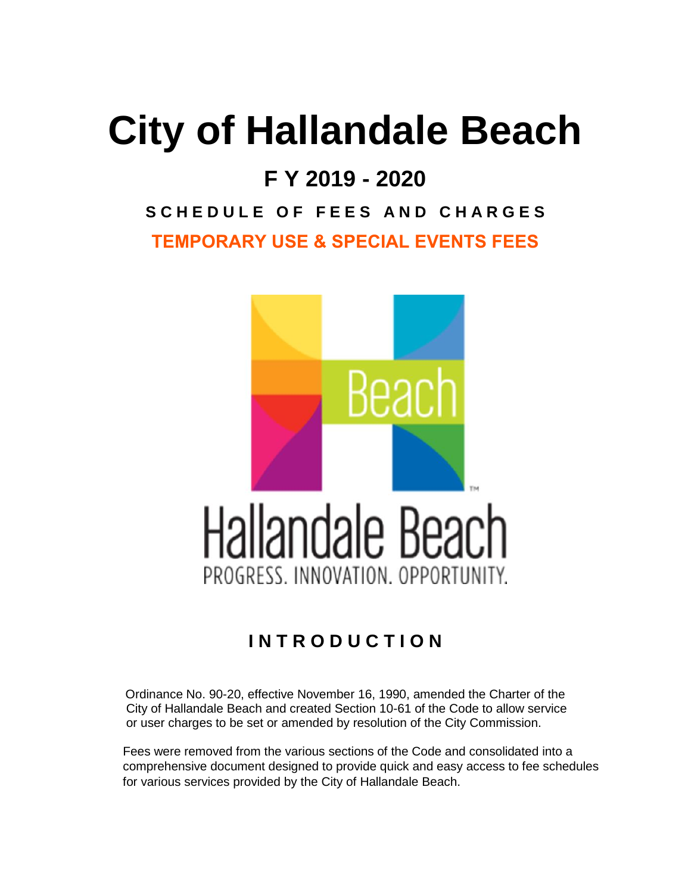# City of Hallandale Beach

## F Y 2019 - 2020

### SCHEDULE OF FEES AND CHARGES

### TEMPORARY USE & SPECIAL EVENTS FEES

Beach

Hallandale Beach

PROGRESS. INNOVATION. OPPORTUNITY.

## INTRODUCTION

Ordinance No. 90-20, effective November 16, 1990, amended the Charter of the City of Hallandale Beach and created Section 10-61 of the Code to allow service or user charges to be set or amended by resolution of the City Commission.

Fees were removed from the various sections of the Code and consolidated into a comprehensive document designed to provide quick and easy access to fee schedules for various services provided by the City of Hallandale Beach.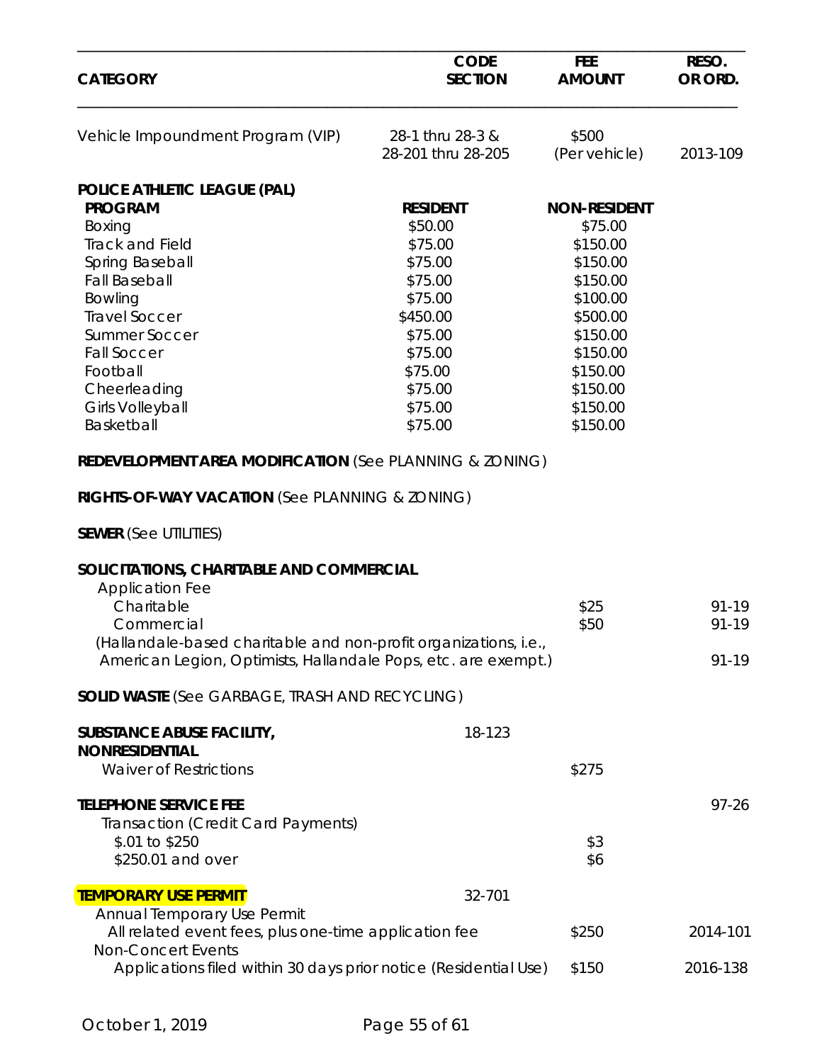| CATEGORY | CODE SECTION | FEE AMOUNT | RESO. OR ORD. |
|---|---|---|---|
| Vehicle Impoundment Program (VIP) | 28-1 thru 28-3 & 28-201 thru 28-205 | $500 (Per vehicle) | 2013-109 |
| **POLICE ATHLETIC LEAGUE (PAL)** | | | |
| **PROGRAM** | **RESIDENT** | **NON-RESIDENT** | |
| Boxing | $50.00 | $75.00 | |
| Track and Field | $75.00 | $150.00 | |
| Spring Baseball | $75.00 | $150.00 | |
| Fall Baseball | $75.00 | $150.00 | |
| Bowling | $75.00 | $100.00 | |
| Travel Soccer | $450.00 | $500.00 | |
| Summer Soccer | $75.00 | $150.00 | |
| Fall Soccer | $75.00 | $150.00 | |
| Football | $75.00 | $150.00 | |
| Cheerleading | $75.00 | $150.00 | |
| Girls Volleyball | $75.00 | $150.00 | |
| Basketball | $75.00 | $150.00 | |
| **REDEVELOPMENT AREA MODIFICATION** (See PLANNING & ZONING) | | | |
| **RIGHTS-OF-WAY VACATION** (See PLANNING & ZONING) | | | |
| **SEWER** (See UTILITIES) | | | |
| **SOLICITATIONS, CHARITABLE AND COMMERCIAL** | | | |
| Application Fee | | | |
| Charitable | | $25 | 91-19 |
| Commercial | | $50 | 91-19 |
| (Hallandale-based charitable and non-profit organizations, i.e., American Legion, Optimists, Hallandale Pops, etc. are exempt.) | | | 91-19 |
| **SOLID WASTE** (See GARBAGE, TRASH AND RECYCLING) | | | |
| **SUBSTANCE ABUSE FACILITY, NONRESIDENTIAL** | 18-123 | | |
| Waiver of Restrictions | | $275 | |
| **TELEPHONE SERVICE FEE** | | | 97-26 |
| Transaction (Credit Card Payments) | | | |
| $.01 to $250 | | $3 | |
| $250.01 and over | | $6 | |
| **TEMPORARY USE PERMIT** | 32-701 | | |
| Annual Temporary Use Permit | | | |
| All related event fees, plus one-time application fee | | $250 | 2014-101 |
| Non-Concert Events | | | |
| Applications filed within 30 days prior notice (Residential Use) | | $150 | 2016-138 |

October 1, 2019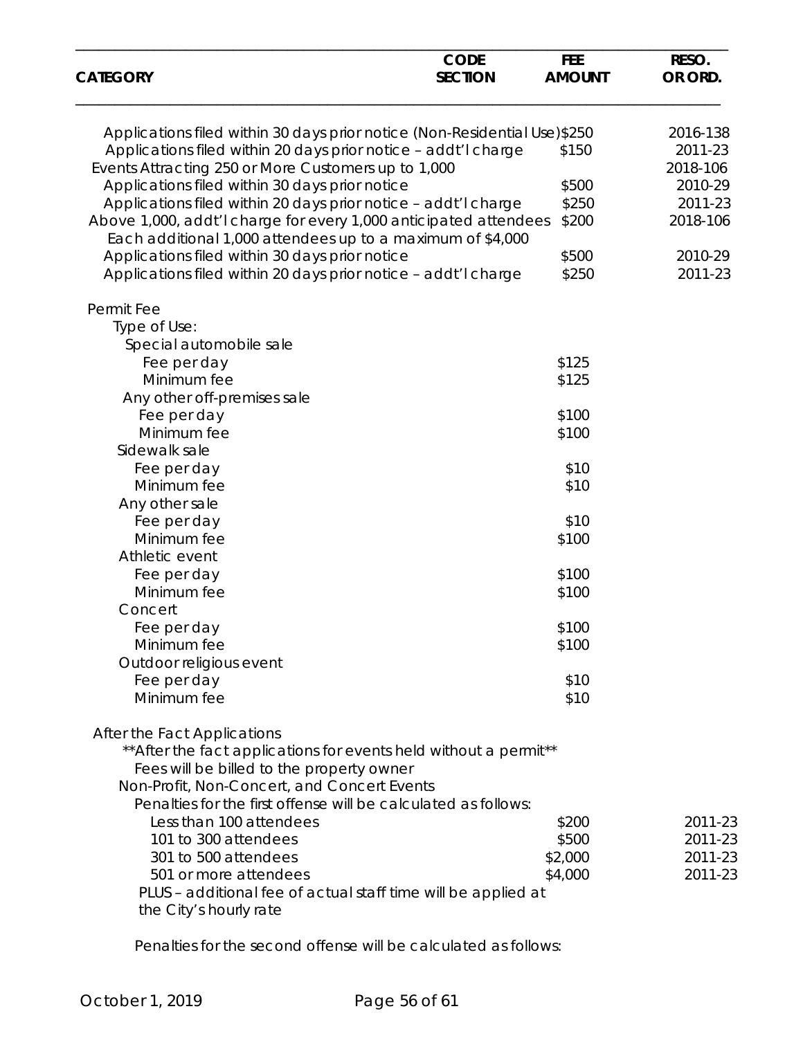| CATEGORY | CODE SECTION | FEE AMOUNT | RESO. OR ORD. |
|---|---|---|---|
| Applications filed within 30 days prior notice (Non-Residential Use) | | $250 | 2016-138 |
| Applications filed within 20 days prior notice – addt'l charge | | $150 | 2011-23 |
| Events Attracting 250 or More Customers up to 1,000 | | | 2018-106 |
| Applications filed within 30 days prior notice | | $500 | 2010-29 |
| Applications filed within 20 days prior notice – addt'l charge | | $250 | 2011-23 |
| Above 1,000, addt'l charge for every 1,000 anticipated attendees Each additional 1,000 attendees up to a maximum of $4,000 | | $200 | 2018-106 |
| Applications filed within 30 days prior notice | | $500 | 2010-29 |
| Applications filed within 20 days prior notice – addt'l charge | | $250 | 2011-23 |
| Permit Fee | | | |
| Type of Use: | | | |
| Special automobile sale | | | |
| Fee per day | | $125 | |
| Minimum fee | | $125 | |
| Any other off-premises sale | | | |
| Fee per day | | $100 | |
| Minimum fee | | $100 | |
| Sidewalk sale | | | |
| Fee per day | | $10 | |
| Minimum fee | | $10 | |
| Any other sale | | | |
| Fee per day | | $10 | |
| Minimum fee | | $100 | |
| Athletic event | | | |
| Fee per day | | $100 | |
| Minimum fee | | $100 | |
| Concert | | | |
| Fee per day | | $100 | |
| Minimum fee | | $100 | |
| Outdoor religious event | | | |
| Fee per day | | $10 | |
| Minimum fee | | $10 | |
| After the Fact Applications | | | |
| **After the fact applications for events held without a permit** | | | |
| Fees will be billed to the property owner | | | |
| Non-Profit, Non-Concert, and Concert Events | | | |
| Penalties for the first offense will be calculated as follows: | | | |
| Less than 100 attendees | | $200 | 2011-23 |
| 101 to 300 attendees | | $500 | 2011-23 |
| 301 to 500 attendees | | $2,000 | 2011-23 |
| 501 or more attendees | | $4,000 | 2011-23 |
| PLUS – additional fee of actual staff time will be applied at the City's hourly rate | | | |
| Penalties for the second offense will be calculated as follows: | | | |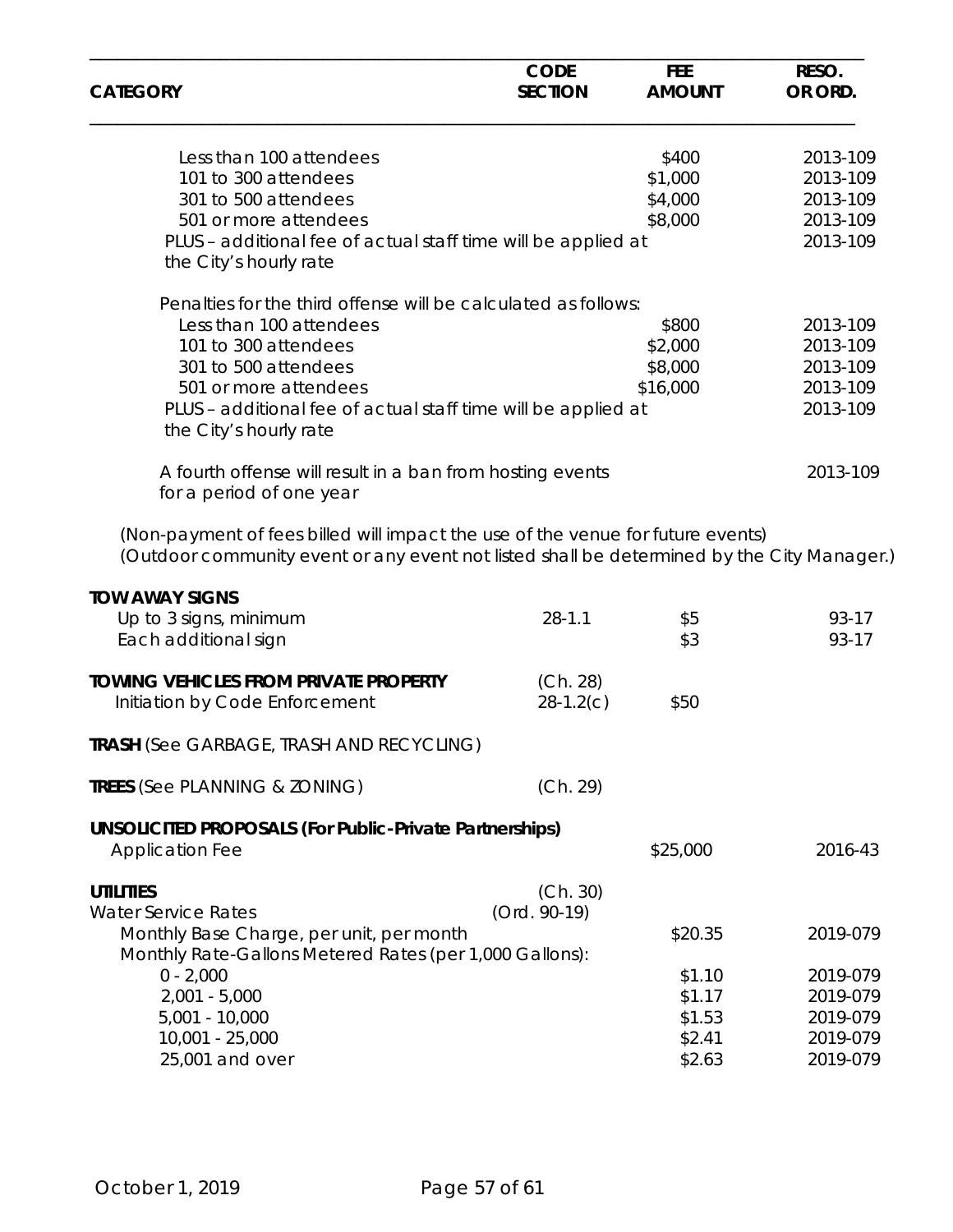| CATEGORY | CODE SECTION | FEE AMOUNT | RESO. OR ORD. |
| --- | --- | --- | --- |
| Less than 100 attendees | | $400 | 2013-109 |
| 101 to 300 attendees | | $1,000 | 2013-109 |
| 301 to 500 attendees | | $4,000 | 2013-109 |
| 501 or more attendees | | $8,000 | 2013-109 |
| PLUS – additional fee of actual staff time will be applied at the City's hourly rate | | | 2013-109 |
| Penalties for the third offense will be calculated as follows: | | | |
| Less than 100 attendees | | $800 | 2013-109 |
| 101 to 300 attendees | | $2,000 | 2013-109 |
| 301 to 500 attendees | | $8,000 | 2013-109 |
| 501 or more attendees | | $16,000 | 2013-109 |
| PLUS – additional fee of actual staff time will be applied at the City's hourly rate | | | 2013-109 |
| A fourth offense will result in a ban from hosting events for a period of one year | | | 2013-109 |
| (Non-payment of fees billed will impact the use of the venue for future events) | | | |
| (Outdoor community event or any event not listed shall be determined by the City Manager.) | | | |
| **TOW AWAY SIGNS** | | | |
| Up to 3 signs, minimum | 28-1.1 | $5 | 93-17 |
| Each additional sign | | $3 | 93-17 |
| **TOWING VEHICLES FROM PRIVATE PROPERTY** | (Ch. 28) | | |
| Initiation by Code Enforcement | 28-1.2(c) | $50 | |
| **TRASH** (See GARBAGE, TRASH AND RECYCLING) | | | |
| **TREES** (See PLANNING & ZONING) | (Ch. 29) | | |
| **UNSOLICITED PROPOSALS (For Public-Private Partnerships)** | | | |
| Application Fee | | $25,000 | 2016-43 |
| **UTILITIES** | (Ch. 30) | | |
| Water Service Rates | (Ord. 90-19) | | |
| Monthly Base Charge, per unit, per month | | $20.35 | 2019-079 |
| Monthly Rate-Gallons Metered Rates (per 1,000 Gallons): | | | |
| 0 - 2,000 | | $1.10 | 2019-079 |
| 2,001 - 5,000 | | $1.17 | 2019-079 |
| 5,001 - 10,000 | | $1.53 | 2019-079 |
| 10,001 - 25,000 | | $2.41 | 2019-079 |
| 25,001 and over | | $2.63 | 2019-079 |

October 1, 2019